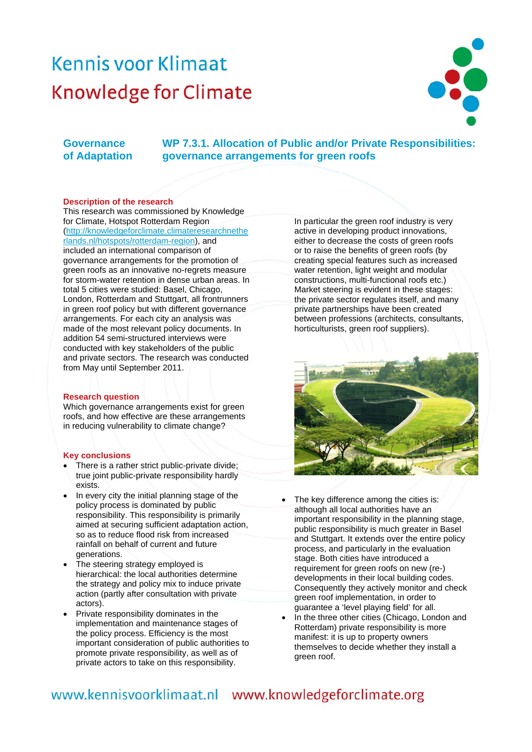# Kennis voor Klimaat
# Knowledge for Climate

## Governance of Adaptation

## WP 7.3.1. Allocation of Public and/or Private Responsibilities: governance arrangements for green roofs

### Description of the research

This research was commissioned by Knowledge for Climate, Hotspot Rotterdam Region (http://knowledgeforclimate.climateresearchnetherlands.nl/hotspots/rotterdam-region), and included an international comparison of governance arrangements for the promotion of green roofs as an innovative no-regrets measure for storm-water retention in dense urban areas. In total 5 cities were studied: Basel, Chicago, London, Rotterdam and Stuttgart, all frontrunners in green roof policy but with different governance arrangements. For each city an analysis was made of the most relevant policy documents. In addition 54 semi-structured interviews were conducted with key stakeholders of the public and private sectors. The research was conducted from May until September 2011.

### Research question

Which governance arrangements exist for green roofs, and how effective are these arrangements in reducing vulnerability to climate change?

### Key conclusions

- There is a rather strict public-private divide; true joint public-private responsibility hardly exists.
- In every city the initial planning stage of the policy process is dominated by public responsibility. This responsibility is primarily aimed at securing sufficient adaptation action, so as to reduce flood risk from increased rainfall on behalf of current and future generations.
- The steering strategy employed is hierarchical: the local authorities determine the strategy and policy mix to induce private action (partly after consultation with private actors).
- Private responsibility dominates in the implementation and maintenance stages of the policy process. Efficiency is the most important consideration of public authorities to promote private responsibility, as well as of private actors to take on this responsibility.

In particular the green roof industry is very active in developing product innovations, either to decrease the costs of green roofs or to raise the benefits of green roofs (by creating special features such as increased water retention, light weight and modular constructions, multi-functional roofs etc.) Market steering is evident in these stages: the private sector regulates itself, and many private partnerships have been created between professions (architects, consultants, horticulturists, green roof suppliers).

- The key difference among the cities is: although all local authorities have an important responsibility in the planning stage, public responsibility is much greater in Basel and Stuttgart. It extends over the entire policy process, and particularly in the evaluation stage. Both cities have introduced a requirement for green roofs on new (re-) developments in their local building codes. Consequently they actively monitor and check green roof implementation, in order to guarantee a 'level playing field' for all.
- In the three other cities (Chicago, London and Rotterdam) private responsibility is more manifest: it is up to property owners themselves to decide whether they install a green roof.

www.kennisvoorklimaat.nl www.knowledgeforclimate.org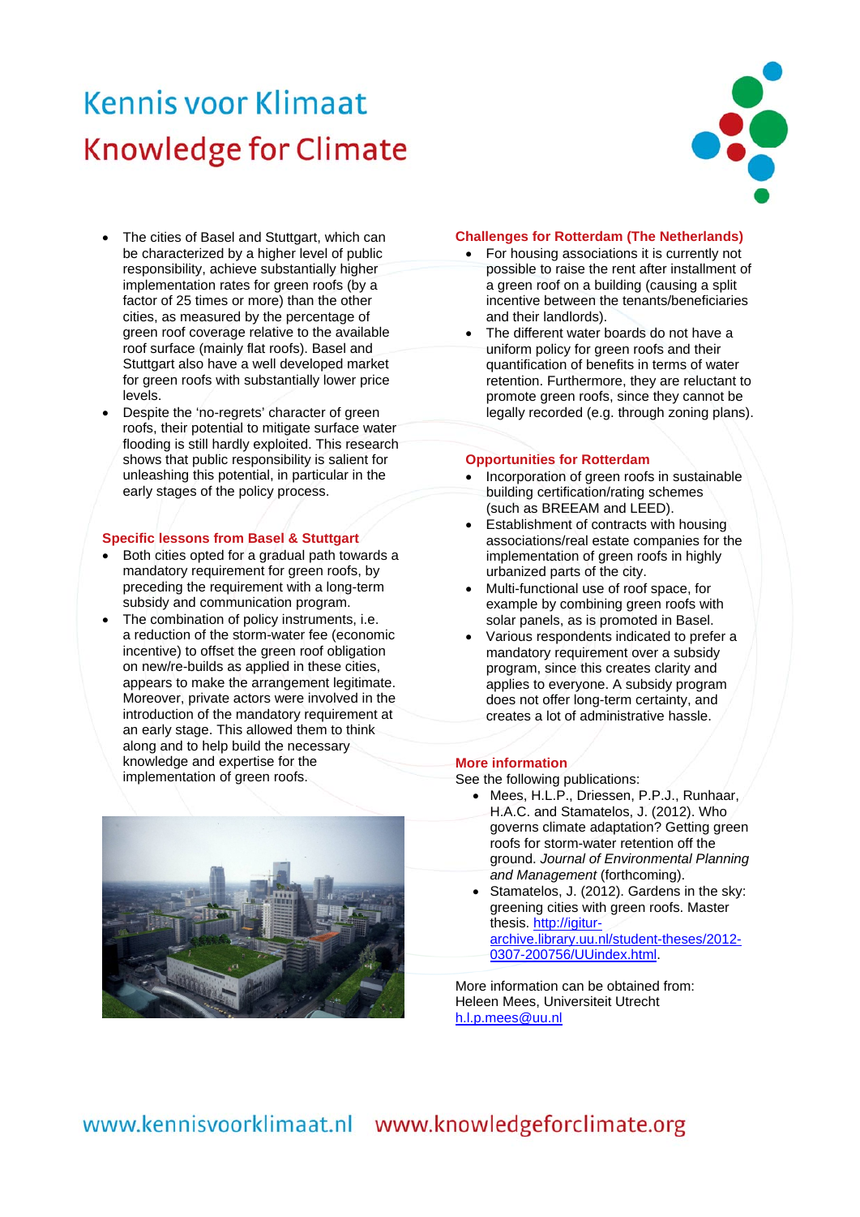# Kennis voor Klimaat
# Knowledge for Climate

- The cities of Basel and Stuttgart, which can be characterized by a higher level of public responsibility, achieve substantially higher implementation rates for green roofs (by a factor of 25 times or more) than the other cities, as measured by the percentage of green roof coverage relative to the available roof surface (mainly flat roofs). Basel and Stuttgart also have a well developed market for green roofs with substantially lower price levels.
- Despite the 'no-regrets' character of green roofs, their potential to mitigate surface water flooding is still hardly exploited. This research shows that public responsibility is salient for unleashing this potential, in particular in the early stages of the policy process.

## Specific lessons from Basel & Stuttgart

- Both cities opted for a gradual path towards a mandatory requirement for green roofs, by preceding the requirement with a long-term subsidy and communication program.
- The combination of policy instruments, i.e. a reduction of the storm-water fee (economic incentive) to offset the green roof obligation on new/re-builds as applied in these cities, appears to make the arrangement legitimate. Moreover, private actors were involved in the introduction of the mandatory requirement at an early stage. This allowed them to think along and to help build the necessary knowledge and expertise for the implementation of green roofs.

## Challenges for Rotterdam (The Netherlands)

- For housing associations it is currently not possible to raise the rent after installment of a green roof on a building (causing a split incentive between the tenants/beneficiaries and their landlords).
- The different water boards do not have a uniform policy for green roofs and their quantification of benefits in terms of water retention. Furthermore, they are reluctant to promote green roofs, since they cannot be legally recorded (e.g. through zoning plans).

## Opportunities for Rotterdam

- Incorporation of green roofs in sustainable building certification/rating schemes (such as BREEAM and LEED).
- Establishment of contracts with housing associations/real estate companies for the implementation of green roofs in highly urbanized parts of the city.
- Multi-functional use of roof space, for example by combining green roofs with solar panels, as is promoted in Basel.
- Various respondents indicated to prefer a mandatory requirement over a subsidy program, since this creates clarity and applies to everyone. A subsidy program does not offer long-term certainty, and creates a lot of administrative hassle.

## More information

See the following publications:

- Mees, H.L.P., Driessen, P.P.J., Runhaar, H.A.C. and Stamatelos, J. (2012). Who governs climate adaptation? Getting green roofs for storm-water retention off the ground. *Journal of Environmental Planning and Management* (forthcoming).
- Stamatelos, J. (2012). Gardens in the sky: greening cities with green roofs. Master thesis. http://igitur-archive.library.uu.nl/student-theses/2012-0307-200756/UUindex.html.

More information can be obtained from:
Heleen Mees, Universiteit Utrecht
h.l.p.mees@uu.nl

www.kennisvoorklimaat.nl www.knowledgeforclimate.org